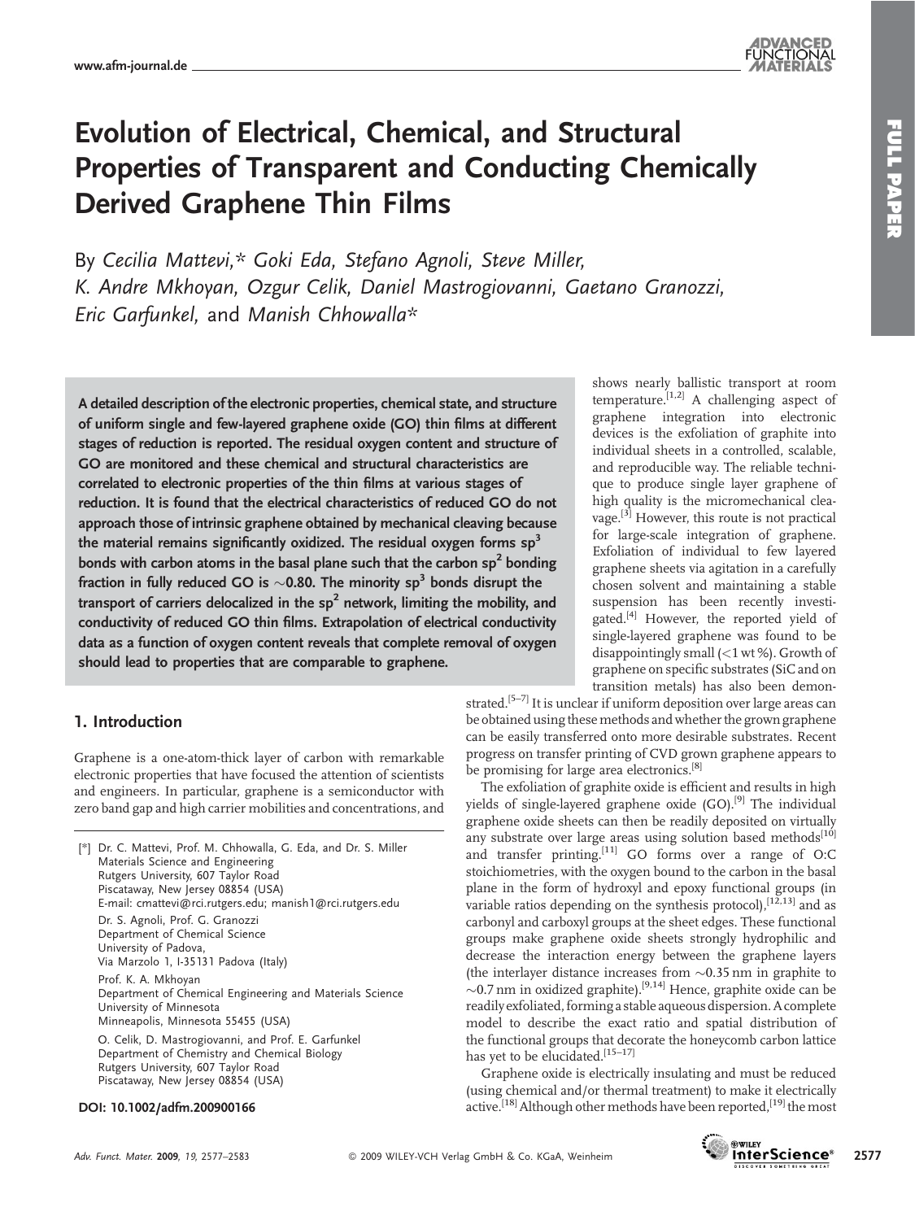# Evolution of Electrical, Chemical, and Structural Properties of Transparent and Conducting Chemically Derived Graphene Thin Films

By *Cecilia Mattevi,\* Goki Eda, Stefano Agnoli, Steve Miller, K. Andre Mkhoyan, Ozgur Celik, Daniel Mastrogiovanni, Gaetano Granozzi, Eric Garfunkel,* and *Manish Chhowalla\**

**A detailed description of the electronic properties, chemical state, and structure of uniform single and few-layered graphene oxide (GO) thin films at different stages of reduction is reported. The residual oxygen content and structure of GO are monitored and these chemical and structural characteristics are correlated to electronic properties of the thin films at various stages of reduction. It is found that the electrical characteristics of reduced GO do not approach those of intrinsic graphene obtained by mechanical cleaving because the material remains significantly oxidized. The residual oxygen forms $sp^3$ bonds with carbon atoms in the basal plane such that the carbon $sp^2$ bonding fraction in fully reduced GO is ~0.80. The minority $sp^3$ bonds disrupt the transport of carriers delocalized in the $sp^2$ network, limiting the mobility, and conductivity of reduced GO thin films. Extrapolation of electrical conductivity data as a function of oxygen content reveals that complete removal of oxygen should lead to properties that are comparable to graphene.**

## 1. Introduction

Graphene is a one-atom-thick layer of carbon with remarkable electronic properties that have focused the attention of scientists and engineers. In particular, graphene is a semiconductor with zero band gap and high carrier mobilities and concentrations, and shows nearly ballistic transport at room temperature.[1,2] A challenging aspect of graphene integration into electronic devices is the exfoliation of graphite into individual sheets in a controlled, scalable, and reproducible way. The reliable technique to produce single layer graphene of high quality is the micromechanical cleavage.[3] However, this route is not practical for large-scale integration of graphene. Exfoliation of individual to few layered graphene sheets via agitation in a carefully chosen solvent and maintaining a stable suspension has been recently investigated.[4] However, the reported yield of single-layered graphene was found to be disappointingly small (<1 wt %). Growth of graphene on specific substrates (SiC and on transition metals) has also been demonstrated.[5–7] It is unclear if uniform deposition over large areas can be obtained using these methods and whether the grown graphene can be easily transferred onto more desirable substrates. Recent progress on transfer printing of CVD grown graphene appears to be promising for large area electronics.[8]

The exfoliation of graphite oxide is efficient and results in high yields of single-layered graphene oxide (GO).[9] The individual graphene oxide sheets can then be readily deposited on virtually any substrate over large areas using solution based methods[10] and transfer printing.[11] GO forms over a range of O:C stoichiometries, with the oxygen bound to the carbon in the basal plane in the form of hydroxyl and epoxy functional groups (in variable ratios depending on the synthesis protocol),[12,13] and as carbonyl and carboxyl groups at the sheet edges. These functional groups make graphene oxide sheets strongly hydrophilic and decrease the interaction energy between the graphene layers (the interlayer distance increases from ~0.35 nm in graphite to ~0.7 nm in oxidized graphite).[9,14] Hence, graphite oxide can be readily exfoliated, forming a stable aqueous dispersion. A complete model to describe the exact ratio and spatial distribution of the functional groups that decorate the honeycomb carbon lattice has yet to be elucidated.[15–17]

Graphene oxide is electrically insulating and must be reduced (using chemical and/or thermal treatment) to make it electrically active.[18] Although other methods have been reported,[19] the most

[\*] Dr. C. Mattevi, Prof. M. Chhowalla, G. Eda, and Dr. S. Miller
Materials Science and Engineering
Rutgers University, 607 Taylor Road
Piscataway, New Jersey 08854 (USA)
E-mail: cmattevi@rci.rutgers.edu; manish1@rci.rutgers.edu

Dr. S. Agnoli, Prof. G. Granozzi
Department of Chemical Science
University of Padova,
Via Marzolo 1, I-35131 Padova (Italy)

Prof. K. A. Mkhoyan
Department of Chemical Engineering and Materials Science
University of Minnesota
Minneapolis, Minnesota 55455 (USA)

O. Celik, D. Mastrogiovanni, and Prof. E. Garfunkel
Department of Chemistry and Chemical Biology
Rutgers University, 607 Taylor Road
Piscataway, New Jersey 08854 (USA)

DOI: 10.1002/adfm.200900166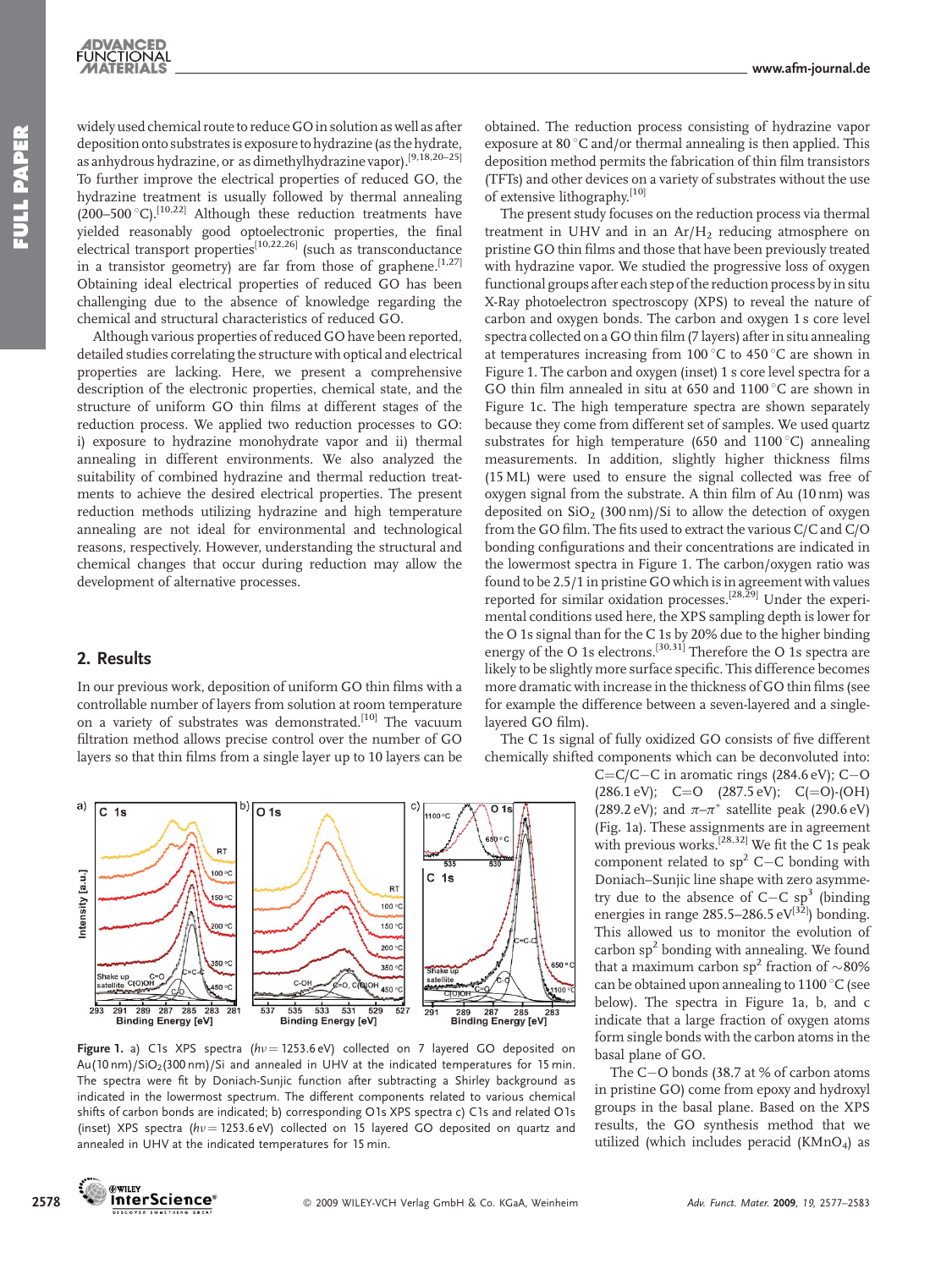widely used chemical route to reduce GO in solution as well as after deposition onto substrates is exposure to hydrazine (as the hydrate, as anhydrous hydrazine, or as dimethylhydrazine vapor).[9,18,20–25] To further improve the electrical properties of reduced GO, the hydrazine treatment is usually followed by thermal annealing (200–500 °C).[10,22] Although these reduction treatments have yielded reasonably good optoelectronic properties, the final electrical transport properties[10,22,26] (such as transconductance in a transistor geometry) are far from those of graphene.[1,27] Obtaining ideal electrical properties of reduced GO has been challenging due to the absence of knowledge regarding the chemical and structural characteristics of reduced GO.

Although various properties of reduced GO have been reported, detailed studies correlating the structure with optical and electrical properties are lacking. Here, we present a comprehensive description of the electronic properties, chemical state, and the structure of uniform GO thin films at different stages of the reduction process. We applied two reduction processes to GO: i) exposure to hydrazine monohydrate vapor and ii) thermal annealing in different environments. We also analyzed the suitability of combined hydrazine and thermal reduction treatments to achieve the desired electrical properties. The present reduction methods utilizing hydrazine and high temperature annealing are not ideal for environmental and technological reasons, respectively. However, understanding the structural and chemical changes that occur during reduction may allow the development of alternative processes.

## 2. Results

In our previous work, deposition of uniform GO thin films with a controllable number of layers from solution at room temperature on a variety of substrates was demonstrated.[10] The vacuum filtration method allows precise control over the number of GO layers so that thin films from a single layer up to 10 layers can be obtained. The reduction process consisting of hydrazine vapor exposure at 80 °C and/or thermal annealing is then applied. This deposition method permits the fabrication of thin film transistors (TFTs) and other devices on a variety of substrates without the use of extensive lithography.[10]

The present study focuses on the reduction process via thermal treatment in UHV and in an $Ar/H_2$ reducing atmosphere on pristine GO thin films and those that have been previously treated with hydrazine vapor. We studied the progressive loss of oxygen functional groups after each step of the reduction process by in situ X-Ray photoelectron spectroscopy (XPS) to reveal the nature of carbon and oxygen bonds. The carbon and oxygen 1 s core level spectra collected on a GO thin film (7 layers) after in situ annealing at temperatures increasing from 100 °C to 450 °C are shown in Figure 1. The carbon and oxygen (inset) 1 s core level spectra for a GO thin film annealed in situ at 650 and 1100 °C are shown in Figure 1c. The high temperature spectra are shown separately because they come from different set of samples. We used quartz substrates for high temperature (650 and 1100 °C) annealing measurements. In addition, slightly higher thickness films (15 ML) were used to ensure the signal collected was free of oxygen signal from the substrate. A thin film of Au (10 nm) was deposited on $SiO_2$ (300 nm)/Si to allow the detection of oxygen from the GO film. The fits used to extract the various C/C and C/O bonding configurations and their concentrations are indicated in the lowermost spectra in Figure 1. The carbon/oxygen ratio was found to be 2.5/1 in pristine GO which is in agreement with values reported for similar oxidation processes.[28,29] Under the experimental conditions used here, the XPS sampling depth is lower for the O 1s signal than for the C 1s by 20% due to the higher binding energy of the O 1s electrons.[30,31] Therefore the O 1s spectra are likely to be slightly more surface specific. This difference becomes more dramatic with increase in the thickness of GO thin films (see for example the difference between a seven-layered and a single-layered GO film).

The C 1s signal of fully oxidized GO consists of five different chemically shifted components which can be deconvoluted into: C=C/C–C in aromatic rings (284.6 eV); C–O (286.1 eV); C=O (287.5 eV); C(=O)-(OH) (289.2 eV); and $\pi$–$\pi^*$ satellite peak (290.6 eV) (Fig. 1a). These assignments are in agreement with previous works.[28,32] We fit the C 1s peak component related to $sp^2$ C–C bonding with Doniach–Sunjic line shape with zero asymmetry due to the absence of C–C $sp^3$ (binding energies in range 285.5–286.5 eV[32]) bonding. This allowed us to monitor the evolution of carbon $sp^2$ bonding with annealing. We found that a maximum carbon $sp^2$ fraction of ~80% can be obtained upon annealing to 1100 °C (see below). The spectra in Figure 1a, b, and c indicate that a large fraction of oxygen atoms form single bonds with the carbon atoms in the basal plane of GO.

The C–O bonds (38.7 at % of carbon atoms in pristine GO) come from epoxy and hydroxyl groups in the basal plane. Based on the XPS results, the GO synthesis method that we utilized (which includes peracid ($KMnO_4$) as

**Figure 1.** a) C1s XPS spectra ($h\nu = 1253.6$ eV) collected on 7 layered GO deposited on Au(10 nm)/$SiO_2$(300 nm)/Si and annealed in UHV at the indicated temperatures for 15 min. The spectra were fit by Doniach-Sunjic function after subtracting a Shirley background as indicated in the lowermost spectrum. The different components related to various chemical shifts of carbon bonds are indicated; b) corresponding O1s XPS spectra c) C1s and related O1s (inset) XPS spectra ($h\nu = 1253.6$ eV) collected on 15 layered GO deposited on quartz and annealed in UHV at the indicated temperatures for 15 min.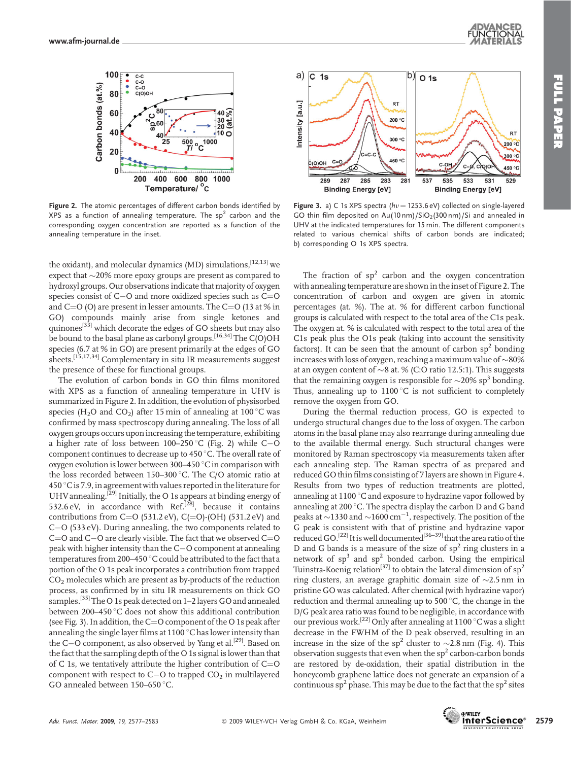**Figure 2.** The atomic percentages of different carbon bonds identified by XPS as a function of annealing temperature. The $sp^2$ carbon and the corresponding oxygen concentration are reported as a function of the annealing temperature in the inset.

**Figure 3.** a) C 1s XPS spectra ($h\nu = 1253.6$ eV) collected on single-layered GO thin film deposited on Au(10 nm)/$SiO_2$(300 nm)/Si and annealed in UHV at the indicated temperatures for 15 min. The different components related to various chemical shifts of carbon bonds are indicated; b) corresponding O 1s XPS spectra.

the oxidant), and molecular dynamics (MD) simulations,[12,13] we expect that ~20% more epoxy groups are present as compared to hydroxyl groups. Our observations indicate that majority of oxygen species consist of C−O and more oxidized species such as C=O and C=O (O) are present in lesser amounts. The C=O (13 at % in GO) compounds mainly arise from single ketones and quinones[33] which decorate the edges of GO sheets but may also be bound to the basal plane as carbonyl groups.[16,34] The C(O)OH species (6.7 at % in GO) are present primarily at the edges of GO sheets.[15,17,34] Complementary in situ IR measurements suggest the presence of these for functional groups.

The evolution of carbon bonds in GO thin films monitored with XPS as a function of annealing temperature in UHV is summarized in Figure 2. In addition, the evolution of physisorbed species ($H_2O$ and $CO_2$) after 15 min of annealing at 100 °C was confirmed by mass spectroscopy during annealing. The loss of all oxygen groups occurs upon increasing the temperature, exhibiting a higher rate of loss between 100–250 °C (Fig. 2) while C−O component continues to decrease up to 450 °C. The overall rate of oxygen evolution is lower between 300–450 °C in comparison with the loss recorded between 150–300 °C. The C/O atomic ratio at 450 °C is 7.9, in agreement with values reported in the literature for UHV annealing.[29] Initially, the O 1s appears at binding energy of 532.6 eV, in accordance with Ref.[28], because it contains contributions from C=O (531.2 eV), C(=O)-(OH) (531.2 eV) and C−O (533 eV). During annealing, the two components related to C=O and C−O are clearly visible. The fact that we observed C=O peak with higher intensity than the C−O component at annealing temperatures from 200–450 °C could be attributed to the fact that a portion of the O 1s peak incorporates a contribution from trapped $CO_2$ molecules which are present as by-products of the reduction process, as confirmed by in situ IR measurements on thick GO samples.[35] The O 1s peak detected on 1–2 layers GO and annealed between 200–450 °C does not show this additional contribution (see Fig. 3). In addition, the C=O component of the O 1s peak after annealing the single layer films at 1100 °C has lower intensity than the C−O component, as also observed by Yang et al.[29]. Based on the fact that the sampling depth of the O 1s signal is lower than that of C 1s, we tentatively attribute the higher contribution of C=O component with respect to C−O to trapped $CO_2$ in multilayered GO annealed between 150–650 °C.

The fraction of $sp^2$ carbon and the oxygen concentration with annealing temperature are shown in the inset of Figure 2. The concentration of carbon and oxygen are given in atomic percentages (at. %). The at. % for different carbon functional groups is calculated with respect to the total area of the C1s peak. The oxygen at. % is calculated with respect to the total area of the C1s peak plus the O1s peak (taking into account the sensitivity factors). It can be seen that the amount of carbon $sp^2$ bonding increases with loss of oxygen, reaching a maximum value of ~80% at an oxygen content of ~8 at. % (C:O ratio 12.5:1). This suggests that the remaining oxygen is responsible for ~20% $sp^3$ bonding. Thus, annealing up to 1100 °C is not sufficient to completely remove the oxygen from GO.

During the thermal reduction process, GO is expected to undergo structural changes due to the loss of oxygen. The carbon atoms in the basal plane may also rearrange during annealing due to the available thermal energy. Such structural changes were monitored by Raman spectroscopy via measurements taken after each annealing step. The Raman spectra of as prepared and reduced GO thin films consisting of 7 layers are shown in Figure 4. Results from two types of reduction treatments are plotted, annealing at 1100 °C and exposure to hydrazine vapor followed by annealing at 200 °C. The spectra display the carbon D and G band peaks at ~1330 and ~1600 $cm^{-1}$, respectively. The position of the G peak is consistent with that of pristine and hydrazine vapor reduced GO.[22] It is well documented[36–39] that the area ratio of the D and G bands is a measure of the size of $sp^2$ ring clusters in a network of $sp^3$ and $sp^2$ bonded carbon. Using the empirical Tuinstra-Koenig relation[37] to obtain the lateral dimension of $sp^2$ ring clusters, an average graphitic domain size of ~2.5 nm in pristine GO was calculated. After chemical (with hydrazine vapor) reduction and thermal annealing up to 500 °C, the change in the D/G peak area ratio was found to be negligible, in accordance with our previous work.[22] Only after annealing at 1100 °C was a slight decrease in the FWHM of the D peak observed, resulting in an increase in the size of the $sp^2$ cluster to ~2.8 nm (Fig. 4). This observation suggests that even when the $sp^2$ carbon-carbon bonds are restored by de-oxidation, their spatial distribution in the honeycomb graphene lattice does not generate an expansion of a continuous $sp^2$ phase. This may be due to the fact that the $sp^2$ sites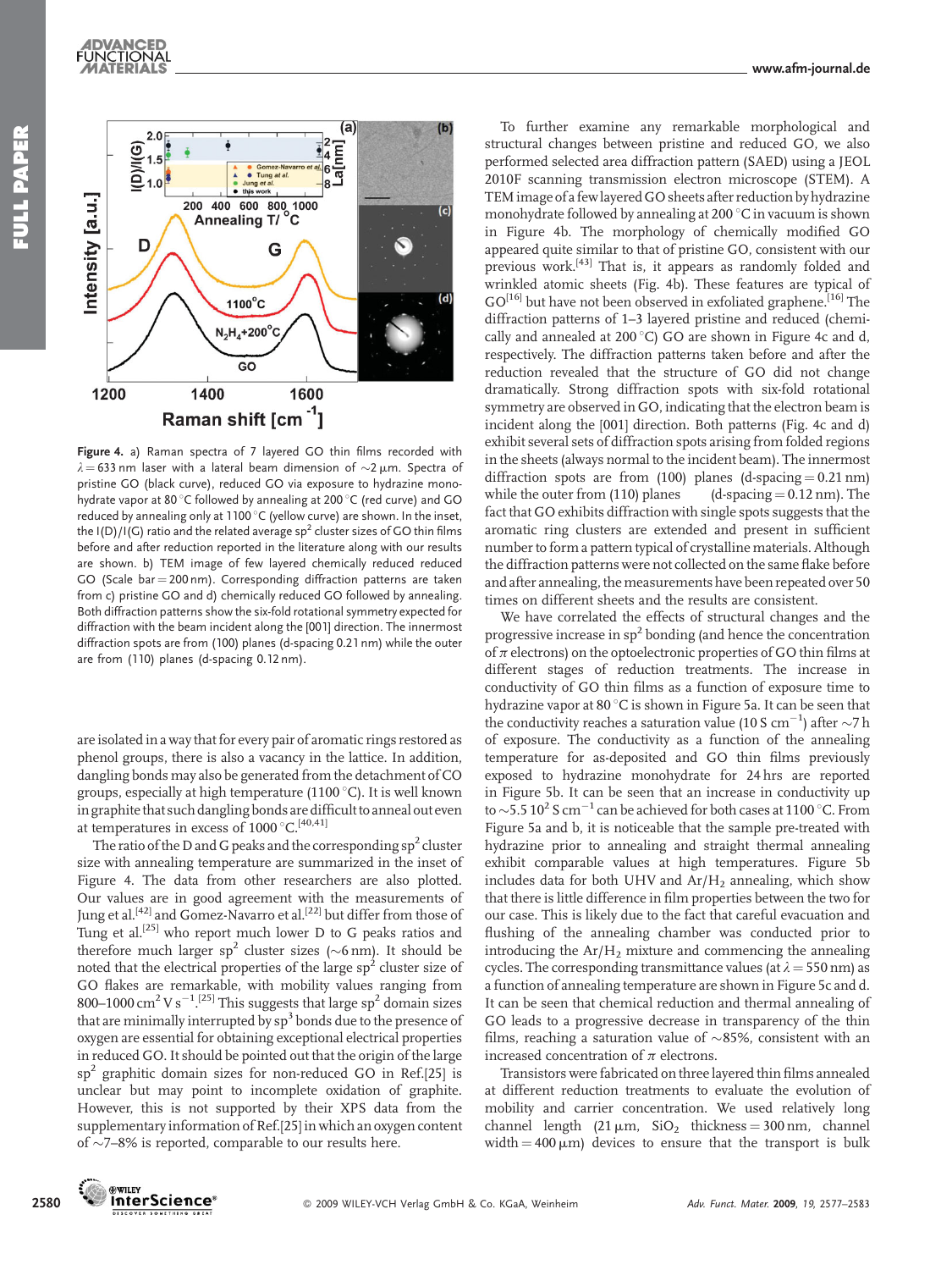Figure 4. a) Raman spectra of 7 layered GO thin films recorded with $\lambda = 633$ nm laser with a lateral beam dimension of $\sim$2 µm. Spectra of pristine GO (black curve), reduced GO via exposure to hydrazine monohydrate vapor at 80 °C followed by annealing at 200 °C (red curve) and GO reduced by annealing only at 1100 °C (yellow curve) are shown. In the inset, the I(D)/I(G) ratio and the related average $sp^2$ cluster sizes of GO thin films before and after reduction reported in the literature along with our results are shown. b) TEM image of few layered chemically reduced reduced GO (Scale bar = 200 nm). Corresponding diffraction patterns are taken from c) pristine GO and d) chemically reduced GO followed by annealing. Both diffraction patterns show the six-fold rotational symmetry expected for diffraction with the beam incident along the [001] direction. The innermost diffraction spots are from (100) planes (d-spacing 0.21 nm) while the outer are from (110) planes (d-spacing 0.12 nm).

are isolated in a way that for every pair of aromatic rings restored as phenol groups, there is also a vacancy in the lattice. In addition, dangling bonds may also be generated from the detachment of CO groups, especially at high temperature (1100 °C). It is well known in graphite that such dangling bonds are difficult to anneal out even at temperatures in excess of 1000 °C.[40,41]

The ratio of the D and G peaks and the corresponding $sp^2$ cluster size with annealing temperature are summarized in the inset of Figure 4. The data from other researchers are also plotted. Our values are in good agreement with the measurements of Jung et al.[42] and Gomez-Navarro et al.[22] but differ from those of Tung et al.[25] who report much lower D to G peaks ratios and therefore much larger $sp^2$ cluster sizes ($\sim$6 nm). It should be noted that the electrical properties of the large $sp^2$ cluster size of GO flakes are remarkable, with mobility values ranging from 800–1000 $cm^2\,V\,s^{-1}$.[25] This suggests that large $sp^2$ domain sizes that are minimally interrupted by $sp^3$ bonds due to the presence of oxygen are essential for obtaining exceptional electrical properties in reduced GO. It should be pointed out that the origin of the large $sp^2$ graphitic domain sizes for non-reduced GO in Ref.[25] is unclear but may point to incomplete oxidation of graphite. However, this is not supported by their XPS data from the supplementary information of Ref.[25] in which an oxygen content of $\sim$7–8% is reported, comparable to our results here.

To further examine any remarkable morphological and structural changes between pristine and reduced GO, we also performed selected area diffraction pattern (SAED) using a JEOL 2010F scanning transmission electron microscope (STEM). A TEM image of a few layered GO sheets after reduction by hydrazine monohydrate followed by annealing at 200 °C in vacuum is shown in Figure 4b. The morphology of chemically modified GO appeared quite similar to that of pristine GO, consistent with our previous work.[43] That is, it appears as randomly folded and wrinkled atomic sheets (Fig. 4b). These features are typical of GO[16] but have not been observed in exfoliated graphene.[16] The diffraction patterns of 1–3 layered pristine and reduced (chemically and annealed at 200 °C) GO are shown in Figure 4c and d, respectively. The diffraction patterns taken before and after the reduction revealed that the structure of GO did not change dramatically. Strong diffraction spots with six-fold rotational symmetry are observed in GO, indicating that the electron beam is incident along the [001] direction. Both patterns (Fig. 4c and d) exhibit several sets of diffraction spots arising from folded regions in the sheets (always normal to the incident beam). The innermost diffraction spots are from (100) planes (d-spacing = 0.21 nm) while the outer from (110) planes (d-spacing = 0.12 nm). The fact that GO exhibits diffraction with single spots suggests that the aromatic ring clusters are extended and present in sufficient number to form a pattern typical of crystalline materials. Although the diffraction patterns were not collected on the same flake before and after annealing, the measurements have been repeated over 50 times on different sheets and the results are consistent.

We have correlated the effects of structural changes and the progressive increase in $sp^2$ bonding (and hence the concentration of $\pi$ electrons) on the optoelectronic properties of GO thin films at different stages of reduction treatments. The increase in conductivity of GO thin films as a function of exposure time to hydrazine vapor at 80 °C is shown in Figure 5a. It can be seen that the conductivity reaches a saturation value (10 $S\,cm^{-1}$) after $\sim$7 h of exposure. The conductivity as a function of the annealing temperature for as-deposited and GO thin films previously exposed to hydrazine monohydrate for 24 hrs are reported in Figure 5b. It can be seen that an increase in conductivity up to $\sim$5.5 $10^2$ $S\,cm^{-1}$ can be achieved for both cases at 1100 °C. From Figure 5a and b, it is noticeable that the sample pre-treated with hydrazine prior to annealing and straight thermal annealing exhibit comparable values at high temperatures. Figure 5b includes data for both UHV and $Ar/H_2$ annealing, which show that there is little difference in film properties between the two for our case. This is likely due to the fact that careful evacuation and flushing of the annealing chamber was conducted prior to introducing the $Ar/H_2$ mixture and commencing the annealing cycles. The corresponding transmittance values (at $\lambda = 550$ nm) as a function of annealing temperature are shown in Figure 5c and d. It can be seen that chemical reduction and thermal annealing of GO leads to a progressive decrease in transparency of the thin films, reaching a saturation value of $\sim$85%, consistent with an increased concentration of $\pi$ electrons.

Transistors were fabricated on three layered thin films annealed at different reduction treatments to evaluate the evolution of mobility and carrier concentration. We used relatively long channel length (21 µm, $SiO_2$ thickness = 300 nm, channel width = 400 µm) devices to ensure that the transport is bulk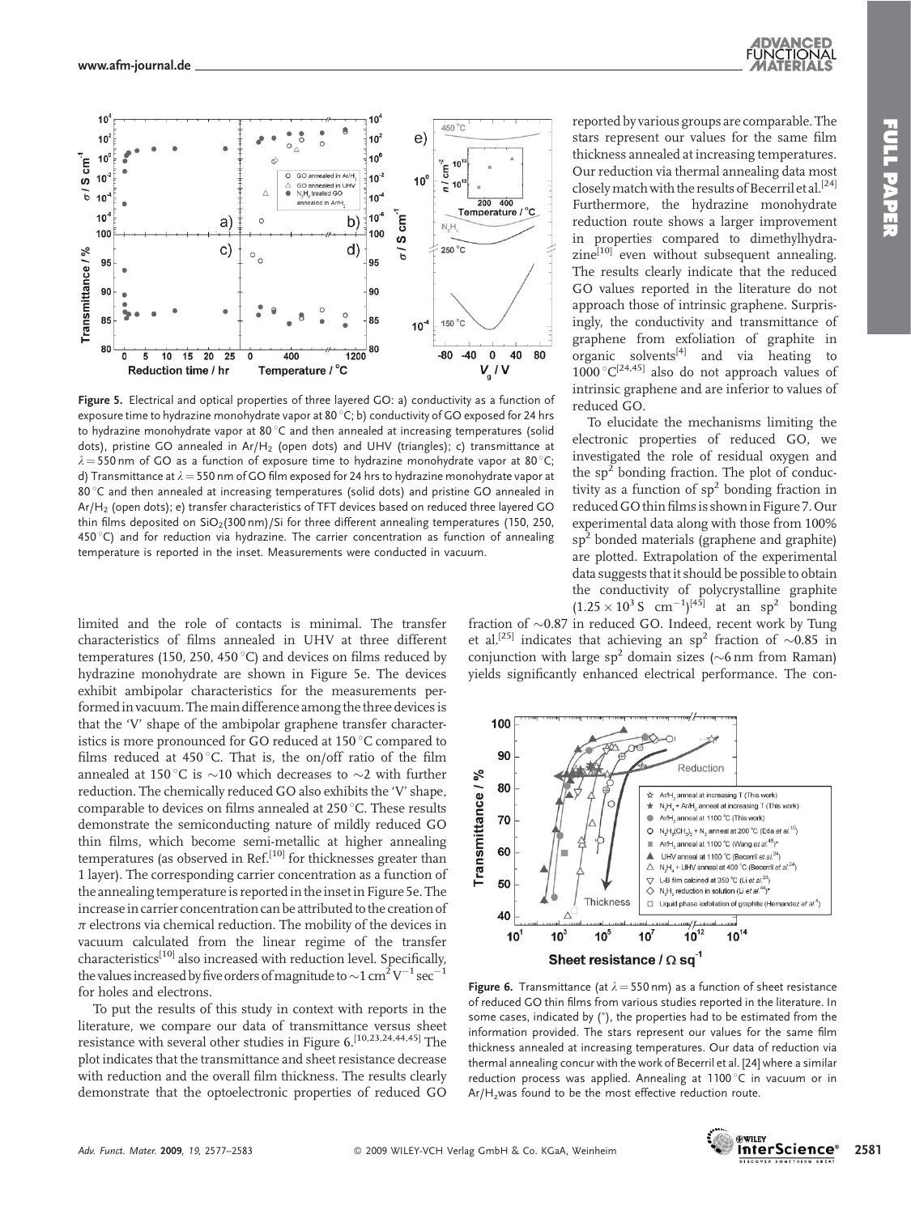**Figure 5.** Electrical and optical properties of three layered GO: a) conductivity as a function of exposure time to hydrazine monohydrate vapor at 80 °C; b) conductivity of GO exposed for 24 hrs to hydrazine monohydrate vapor at 80 °C and then annealed at increasing temperatures (solid dots), pristine GO annealed in $Ar/H_2$ (open dots) and UHV (triangles); c) transmittance at $\lambda$ = 550 nm of GO as a function of exposure time to hydrazine monohydrate vapor at 80 °C; d) Transmittance at $\lambda$ = 550 nm of GO film exposed for 24 hrs to hydrazine monohydrate vapor at 80 °C and then annealed at increasing temperatures (solid dots) and pristine GO annealed in $Ar/H_2$ (open dots); e) transfer characteristics of TFT devices based on reduced three layered GO thin films deposited on $SiO_2$(300 nm)/Si for three different annealing temperatures (150, 250, 450 °C) and for reduction via hydrazine. The carrier concentration as function of annealing temperature is reported in the inset. Measurements were conducted in vacuum.

limited and the role of contacts is minimal. The transfer characteristics of films annealed in UHV at three different temperatures (150, 250, 450 °C) and devices on films reduced by hydrazine monohydrate are shown in Figure 5e. The devices exhibit ambipolar characteristics for the measurements performed in vacuum. The main difference among the three devices is that the 'V' shape of the ambipolar graphene transfer characteristics is more pronounced for GO reduced at 150 °C compared to films reduced at 450 °C. That is, the on/off ratio of the film annealed at 150 °C is ~10 which decreases to ~2 with further reduction. The chemically reduced GO also exhibits the 'V' shape, comparable to devices on films annealed at 250 °C. These results demonstrate the semiconducting nature of mildly reduced GO thin films, which become semi-metallic at higher annealing temperatures (as observed in Ref.[10] for thicknesses greater than 1 layer). The corresponding carrier concentration as a function of the annealing temperature is reported in the inset in Figure 5e. The increase in carrier concentration can be attributed to the creation of $\pi$ electrons via chemical reduction. The mobility of the devices in vacuum calculated from the linear regime of the transfer characteristics[10] also increased with reduction level. Specifically, the values increased by five orders of magnitude to ~1 $cm^2 V^{-1} sec^{-1}$ for holes and electrons.

To put the results of this study in context with reports in the literature, we compare our data of transmittance versus sheet resistance with several other studies in Figure 6.[10,23,24,44,45] The plot indicates that the transmittance and sheet resistance decrease with reduction and the overall film thickness. The results clearly demonstrate that the optoelectronic properties of reduced GO reported by various groups are comparable. The stars represent our values for the same film thickness annealed at increasing temperatures. Our reduction via thermal annealing data most closely match with the results of Becerril et al.[24] Furthermore, the hydrazine monohydrate reduction route shows a larger improvement in properties compared to dimethylhydrazine[10] even without subsequent annealing. The results clearly indicate that the reduced GO values reported in the literature do not approach those of intrinsic graphene. Surprisingly, the conductivity and transmittance of graphene from exfoliation of graphite in organic solvents[4] and via heating to 1000 °C[24,45] also do not approach values of intrinsic graphene and are inferior to values of reduced GO.

To elucidate the mechanisms limiting the electronic properties of reduced GO, we investigated the role of residual oxygen and the $sp^2$ bonding fraction. The plot of conductivity as a function of $sp^2$ bonding fraction in reduced GO thin films is shown in Figure 7. Our experimental data along with those from 100% $sp^2$ bonded materials (graphene and graphite) are plotted. Extrapolation of the experimental data suggests that it should be possible to obtain the conductivity of polycrystalline graphite ($1.25 \times 10^3$ S $cm^{-1}$)[45] at an $sp^2$ bonding fraction of ~0.87 in reduced GO. Indeed, recent work by Tung et al.[25] indicates that achieving an $sp^2$ fraction of ~0.85 in conjunction with large $sp^2$ domain sizes (~6 nm from Raman) yields significantly enhanced electrical performance. The con-

**Figure 6.** Transmittance (at $\lambda$ = 550 nm) as a function of sheet resistance of reduced GO thin films from various studies reported in the literature. In some cases, indicated by (*), the properties had to be estimated from the information provided. The stars represent our values for the same film thickness annealed at increasing temperatures. Our data of reduction via thermal annealing concur with the work of Becerril et al. [24] where a similar reduction process was applied. Annealing at 1100 °C in vacuum or in $Ar/H_2$ was found to be the most effective reduction route.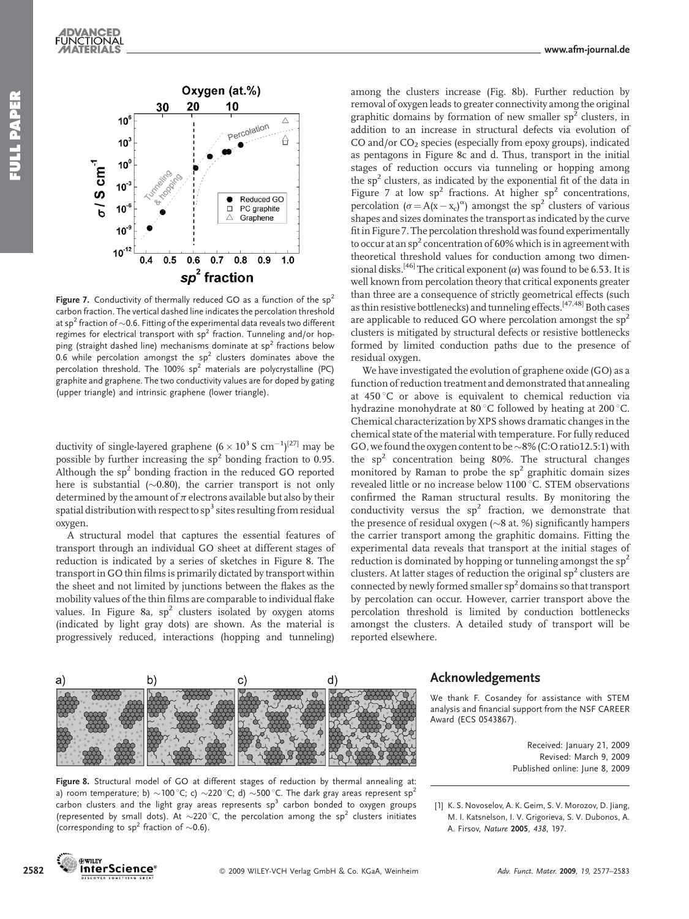**Figure 7.** Conductivity of thermally reduced GO as a function of the $sp^2$ carbon fraction. The vertical dashed line indicates the percolation threshold at $sp^2$ fraction of ~0.6. Fitting of the experimental data reveals two different regimes for electrical transport with $sp^2$ fraction. Tunneling and/or hopping (straight dashed line) mechanisms dominate at $sp^2$ fractions below 0.6 while percolation amongst the $sp^2$ clusters dominates above the percolation threshold. The 100% $sp^2$ materials are polycrystalline (PC) graphite and graphene. The two conductivity values are for doped by gating (upper triangle) and intrinsic graphene (lower triangle).

ductivity of single-layered graphene ($6 \times 10^3$ S cm$^{-1}$)[27] may be possible by further increasing the $sp^2$ bonding fraction to 0.95. Although the $sp^2$ bonding fraction in the reduced GO reported here is substantial (~0.80), the carrier transport is not only determined by the amount of $\pi$ electrons available but also by their spatial distribution with respect to $sp^3$ sites resulting from residual oxygen.

A structural model that captures the essential features of transport through an individual GO sheet at different stages of reduction is indicated by a series of sketches in Figure 8. The transport in GO thin films is primarily dictated by transport within the sheet and not limited by junctions between the flakes as the mobility values of the thin films are comparable to individual flake values. In Figure 8a, $sp^2$ clusters isolated by oxygen atoms (indicated by light gray dots) are shown. As the material is progressively reduced, interactions (hopping and tunneling) among the clusters increase (Fig. 8b). Further reduction by removal of oxygen leads to greater connectivity among the original graphitic domains by formation of new smaller $sp^2$ clusters, in addition to an increase in structural defects via evolution of CO and/or $CO_2$ species (especially from epoxy groups), indicated as pentagons in Figure 8c and d. Thus, transport in the initial stages of reduction occurs via tunneling or hopping among the $sp^2$ clusters, as indicated by the exponential fit of the data in Figure 7 at low $sp^2$ fractions. At higher $sp^2$ concentrations, percolation ($\sigma = A(x - x_c)^{\alpha}$) amongst the $sp^2$ clusters of various shapes and sizes dominates the transport as indicated by the curve fit in Figure 7. The percolation threshold was found experimentally to occur at an $sp^2$ concentration of 60% which is in agreement with theoretical threshold values for conduction among two dimensional disks.[46] The critical exponent ($\alpha$) was found to be 6.53. It is well known from percolation theory that critical exponents greater than three are a consequence of strictly geometrical effects (such as thin resistive bottlenecks) and tunneling effects.[47,48] Both cases are applicable to reduced GO where percolation amongst the $sp^2$ clusters is mitigated by structural defects or resistive bottlenecks formed by limited conduction paths due to the presence of residual oxygen.

We have investigated the evolution of graphene oxide (GO) as a function of reduction treatment and demonstrated that annealing at 450 °C or above is equivalent to chemical reduction via hydrazine monohydrate at 80 °C followed by heating at 200 °C. Chemical characterization by XPS shows dramatic changes in the chemical state of the material with temperature. For fully reduced GO, we found the oxygen content to be ~8% (C:O ratio12.5:1) with the $sp^2$ concentration being 80%. The structural changes monitored by Raman to probe the $sp^2$ graphitic domain sizes revealed little or no increase below 1100 °C. STEM observations confirmed the Raman structural results. By monitoring the conductivity versus the $sp^2$ fraction, we demonstrate that the presence of residual oxygen (~8 at. %) significantly hampers the carrier transport among the graphitic domains. Fitting the experimental data reveals that transport at the initial stages of reduction is dominated by hopping or tunneling amongst the $sp^2$ clusters. At latter stages of reduction the original $sp^2$ clusters are connected by newly formed smaller $sp^2$ domains so that transport by percolation can occur. However, carrier transport above the percolation threshold is limited by conduction bottlenecks amongst the clusters. A detailed study of transport will be reported elsewhere.

**Figure 8.** Structural model of GO at different stages of reduction by thermal annealing at: a) room temperature; b) ~100 °C; c) ~220 °C; d) ~500 °C. The dark gray areas represent $sp^2$ carbon clusters and the light gray areas represents $sp^3$ carbon bonded to oxygen groups (represented by small dots). At ~220 °C, the percolation among the $sp^2$ clusters initiates (corresponding to $sp^2$ fraction of ~0.6).

## Acknowledgements

We thank F. Cosandey for assistance with STEM analysis and financial support from the NSF CAREER Award (ECS 0543867).

Received: January 21, 2009
Revised: March 9, 2009
Published online: June 8, 2009

[1] K. S. Novoselov, A. K. Geim, S. V. Morozov, D. Jiang, M. I. Katsnelson, I. V. Grigorieva, S. V. Dubonos, A. A. Firsov, *Nature* **2005**, *438*, 197.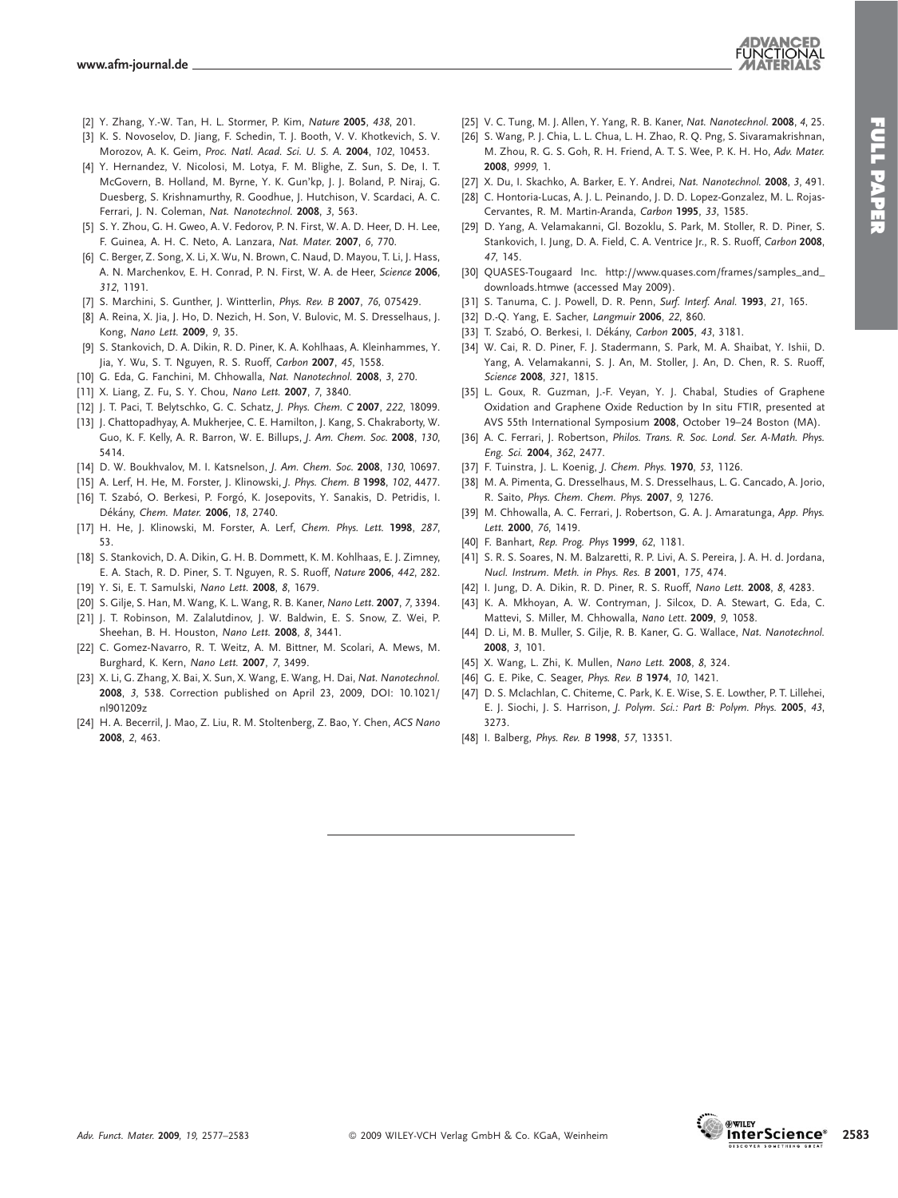[2] Y. Zhang, Y.-W. Tan, H. L. Stormer, P. Kim, *Nature* **2005**, *438*, 201.

[3] K. S. Novoselov, D. Jiang, F. Schedin, T. J. Booth, V. V. Khotkevich, S. V. Morozov, A. K. Geim, *Proc. Natl. Acad. Sci. U. S. A.* **2004**, *102*, 10453.

[4] Y. Hernandez, V. Nicolosi, M. Lotya, F. M. Blighe, Z. Sun, S. De, I. T. McGovern, B. Holland, M. Byrne, Y. K. Gun'kp, J. J. Boland, P. Niraj, G. Duesberg, S. Krishnamurthy, R. Goodhue, J. Hutchison, V. Scardaci, A. C. Ferrari, J. N. Coleman, *Nat. Nanotechnol.* **2008**, *3*, 563.

[5] S. Y. Zhou, G. H. Gweo, A. V. Fedorov, P. N. First, W. A. D. Heer, D. H. Lee, F. Guinea, A. H. C. Neto, A. Lanzara, *Nat. Mater.* **2007**, *6*, 770.

[6] C. Berger, Z. Song, X. Li, X. Wu, N. Brown, C. Naud, D. Mayou, T. Li, J. Hass, A. N. Marchenkov, E. H. Conrad, P. N. First, W. A. de Heer, *Science* **2006**, *312*, 1191.

[7] S. Marchini, S. Gunther, J. Wintterlin, *Phys. Rev. B* **2007**, *76*, 075429.

[8] A. Reina, X. Jia, J. Ho, D. Nezich, H. Son, V. Bulovic, M. S. Dresselhaus, J. Kong, *Nano Lett.* **2009**, *9*, 35.

[9] S. Stankovich, D. A. Dikin, R. D. Piner, K. A. Kohlhaas, A. Kleinhammes, Y. Jia, Y. Wu, S. T. Nguyen, R. S. Ruoff, *Carbon* **2007**, *45*, 1558.

[10] G. Eda, G. Fanchini, M. Chhowalla, *Nat. Nanotechnol.* **2008**, *3*, 270.

[11] X. Liang, Z. Fu, S. Y. Chou, *Nano Lett.* **2007**, *7*, 3840.

[12] J. T. Paci, T. Belytschko, G. C. Schatz, *J. Phys. Chem. C* **2007**, *222*, 18099.

[13] J. Chattopadhyay, A. Mukherjee, C. E. Hamilton, J. Kang, S. Chakraborty, W. Guo, K. F. Kelly, A. R. Barron, W. E. Billups, *J. Am. Chem. Soc.* **2008**, *130*, 5414.

[14] D. W. Boukhvalov, M. I. Katsnelson, *J. Am. Chem. Soc.* **2008**, *130*, 10697.

[15] A. Lerf, H. He, M. Forster, J. Klinowski, *J. Phys. Chem. B* **1998**, *102*, 4477.

[16] T. Szabó, O. Berkesi, P. Forgó, K. Josepovits, Y. Sanakis, D. Petridis, I. Dékány, *Chem. Mater.* **2006**, *18*, 2740.

[17] H. He, J. Klinowski, M. Forster, A. Lerf, *Chem. Phys. Lett.* **1998**, *287*, 53.

[18] S. Stankovich, D. A. Dikin, G. H. B. Dommett, K. M. Kohlhaas, E. J. Zimney, E. A. Stach, R. D. Piner, S. T. Nguyen, R. S. Ruoff, *Nature* **2006**, *442*, 282.

[19] Y. Si, E. T. Samulski, *Nano Lett.* **2008**, *8*, 1679.

[20] S. Gilje, S. Han, M. Wang, K. L. Wang, R. B. Kaner, *Nano Lett.* **2007**, *7*, 3394.

[21] J. T. Robinson, M. Zalalutdinov, J. W. Baldwin, E. S. Snow, Z. Wei, P. Sheehan, B. H. Houston, *Nano Lett.* **2008**, *8*, 3441.

[22] C. Gomez-Navarro, R. T. Weitz, A. M. Bittner, M. Scolari, A. Mews, M. Burghard, K. Kern, *Nano Lett.* **2007**, *7*, 3499.

[23] X. Li, G. Zhang, X. Bai, X. Sun, X. Wang, E. Wang, H. Dai, *Nat. Nanotechnol.* **2008**, *3*, 538. Correction published on April 23, 2009, DOI: 10.1021/nl901209z

[24] H. A. Becerril, J. Mao, Z. Liu, R. M. Stoltenberg, Z. Bao, Y. Chen, *ACS Nano* **2008**, *2*, 463.

[25] V. C. Tung, M. J. Allen, Y. Yang, R. B. Kaner, *Nat. Nanotechnol.* **2008**, *4*, 25.

[26] S. Wang, P. J. Chia, L. L. Chua, L. H. Zhao, R. Q. Png, S. Sivaramakrishnan, M. Zhou, R. G. S. Goh, R. H. Friend, A. T. S. Wee, P. K. H. Ho, *Adv. Mater.* **2008**, *9999*, 1.

[27] X. Du, I. Skachko, A. Barker, E. Y. Andrei, *Nat. Nanotechnol.* **2008**, *3*, 491.

[28] C. Hontoria-Lucas, A. J. L. Peinando, J. D. D. Lopez-Gonzalez, M. L. Rojas-Cervantes, R. M. Martin-Aranda, *Carbon* **1995**, *33*, 1585.

[29] D. Yang, A. Velamakanni, Gl. Bozoklu, S. Park, M. Stoller, R. D. Piner, S. Stankovich, I. Jung, D. A. Field, C. A. Ventrice Jr., R. S. Ruoff, *Carbon* **2008**, *47*, 145.

[30] QUASES-Tougaard Inc. http://www.quases.com/frames/samples_and_downloads.htmwe (accessed May 2009).

[31] S. Tanuma, C. J. Powell, D. R. Penn, *Surf. Interf. Anal.* **1993**, *21*, 165.

[32] D.-Q. Yang, E. Sacher, *Langmuir* **2006**, *22*, 860.

[33] T. Szabó, O. Berkesi, I. Dékány, *Carbon* **2005**, *43*, 3181.

[34] W. Cai, R. D. Piner, F. J. Stadermann, S. Park, M. A. Shaibat, Y. Ishii, D. Yang, A. Velamakanni, S. J. An, M. Stoller, J. An, D. Chen, R. S. Ruoff, *Science* **2008**, *321*, 1815.

[35] L. Goux, R. Guzman, J.-F. Veyan, Y. J. Chabal, Studies of Graphene Oxidation and Graphene Oxide Reduction by In situ FTIR, presented at AVS 55th International Symposium **2008**, October 19–24 Boston (MA).

[36] A. C. Ferrari, J. Robertson, *Philos. Trans. R. Soc. Lond. Ser. A-Math. Phys. Eng. Sci.* **2004**, *362*, 2477.

[37] F. Tuinstra, J. L. Koenig, *J. Chem. Phys.* **1970**, *53*, 1126.

[38] M. A. Pimenta, G. Dresselhaus, M. S. Dresselhaus, L. G. Cancado, A. Jorio, R. Saito, *Phys. Chem. Chem. Phys.* **2007**, *9*, 1276.

[39] M. Chhowalla, A. C. Ferrari, J. Robertson, G. A. J. Amaratunga, *App. Phys. Lett.* **2000**, *76*, 1419.

[40] F. Banhart, *Rep. Prog. Phys* **1999**, *62*, 1181.

[41] S. R. S. Soares, N. M. Balzaretti, R. P. Livi, A. S. Pereira, J. A. H. d. Jordana, *Nucl. Instrum. Meth. in Phys. Res. B* **2001**, *175*, 474.

[42] I. Jung, D. A. Dikin, R. D. Piner, R. S. Ruoff, *Nano Lett.* **2008**, *8*, 4283.

[43] K. A. Mkhoyan, A. W. Contryman, J. Silcox, D. A. Stewart, G. Eda, C. Mattevi, S. Miller, M. Chhowalla, *Nano Lett.* **2009**, *9*, 1058.

[44] D. Li, M. B. Muller, S. Gilje, R. B. Kaner, G. G. Wallace, *Nat. Nanotechnol.* **2008**, *3*, 101.

[45] X. Wang, L. Zhi, K. Mullen, *Nano Lett.* **2008**, *8*, 324.

[46] G. E. Pike, C. Seager, *Phys. Rev. B* **1974**, *10*, 1421.

[47] D. S. Mclachlan, C. Chiteme, C. Park, K. E. Wise, S. E. Lowther, P. T. Lillehei, E. J. Siochi, J. S. Harrison, *J. Polym. Sci.: Part B: Polym. Phys.* **2005**, *43*, 3273.

[48] I. Balberg, *Phys. Rev. B* **1998**, *57*, 13351.